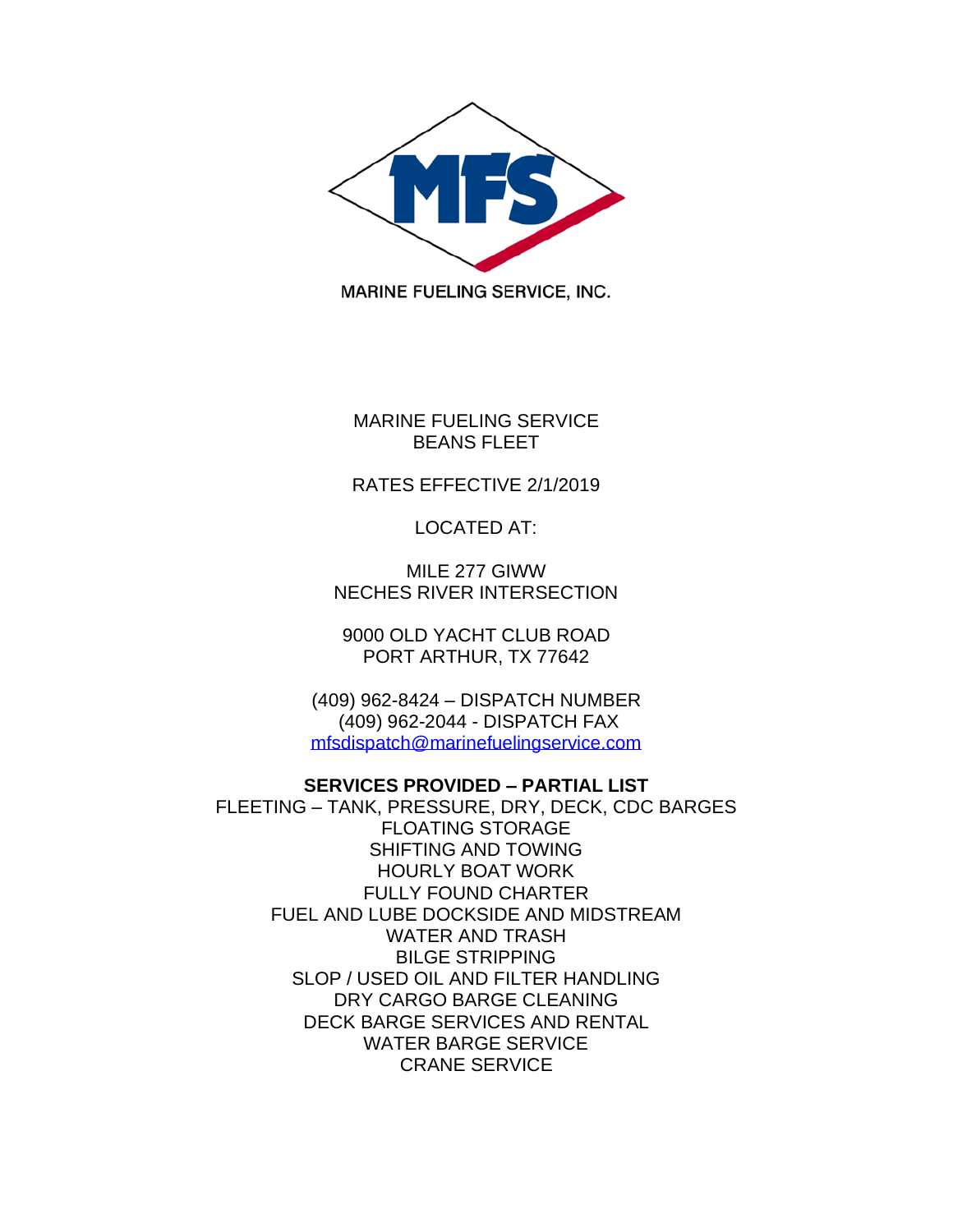MFS

MARINE FUELING SERVICE, INC.

MARINE FUELING SERVICE
BEANS FLEET

RATES EFFECTIVE 2/1/2019

LOCATED AT:

MILE 277 GIWW
NECHES RIVER INTERSECTION

9000 OLD YACHT CLUB ROAD
PORT ARTHUR, TX 77642

(409) 962-8424 – DISPATCH NUMBER
(409) 962-2044 - DISPATCH FAX
mfsdispatch@marinefuelingservice.com

**SERVICES PROVIDED – PARTIAL LIST**

FLEETING – TANK, PRESSURE, DRY, DECK, CDC BARGES
FLOATING STORAGE
SHIFTING AND TOWING
HOURLY BOAT WORK
FULLY FOUND CHARTER
FUEL AND LUBE DOCKSIDE AND MIDSTREAM
WATER AND TRASH
BILGE STRIPPING
SLOP / USED OIL AND FILTER HANDLING
DRY CARGO BARGE CLEANING
DECK BARGE SERVICES AND RENTAL
WATER BARGE SERVICE
CRANE SERVICE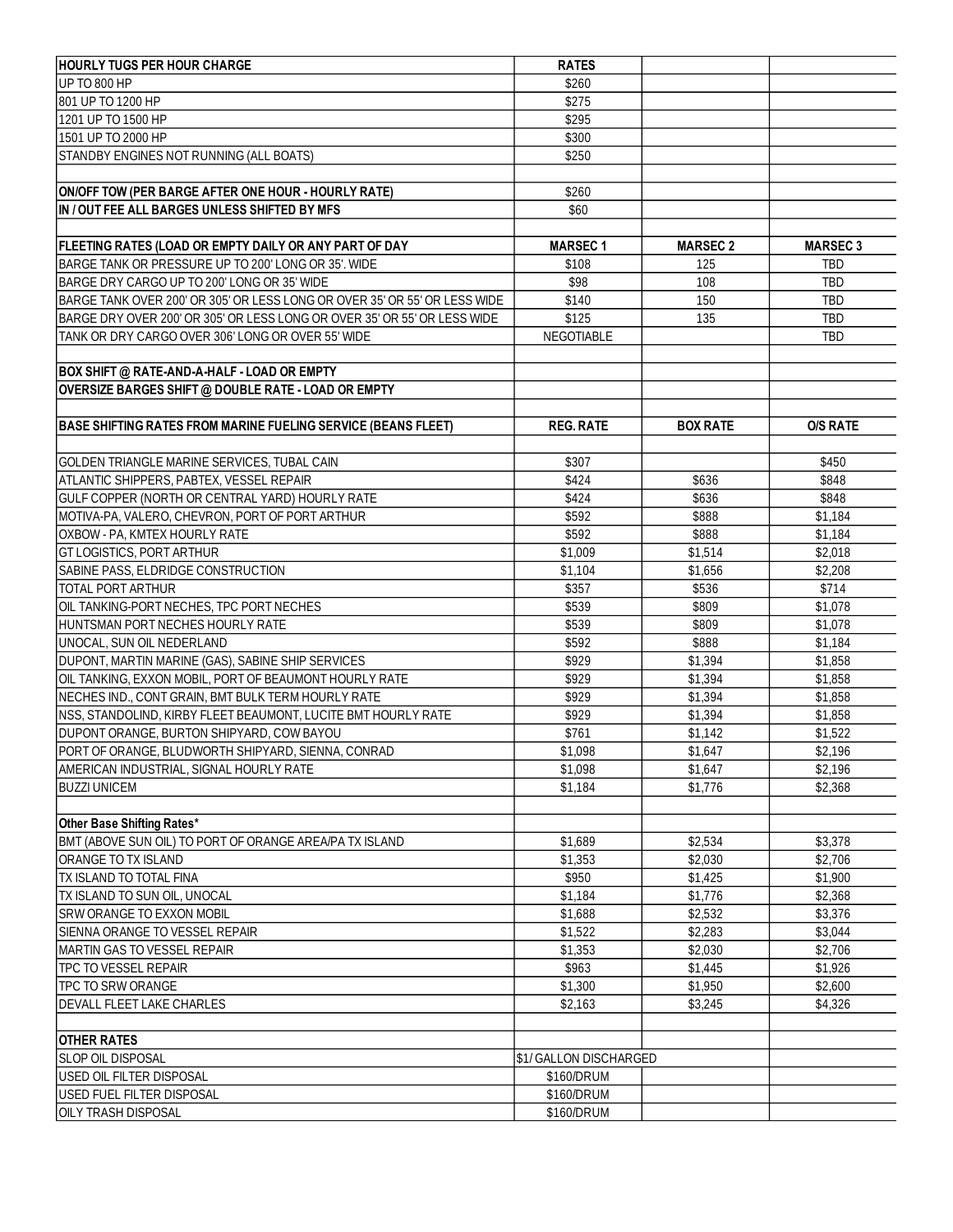| HOURLY TUGS PER HOUR CHARGE | RATES | | |
|---|---|---|---|
| UP TO 800 HP | $260 | | |
| 801 UP TO 1200 HP | $275 | | |
| 1201 UP TO 1500 HP | $295 | | |
| 1501 UP TO 2000 HP | $300 | | |
| STANDBY ENGINES NOT RUNNING (ALL BOATS) | $250 | | |
| | | | |
| **ON/OFF TOW (PER BARGE AFTER ONE HOUR - HOURLY RATE)** | $260 | | |
| **IN / OUT FEE ALL BARGES UNLESS SHIFTED BY MFS** | $60 | | |
| | | | |
| **FLEETING RATES (LOAD OR EMPTY DAILY OR ANY PART OF DAY** | **MARSEC 1** | **MARSEC 2** | **MARSEC 3** |
| BARGE TANK OR PRESSURE UP TO 200' LONG OR 35'. WIDE | $108 | 125 | TBD |
| BARGE DRY CARGO UP TO 200' LONG OR 35' WIDE | $98 | 108 | TBD |
| BARGE TANK OVER 200' OR 305' OR LESS LONG OR OVER 35' OR 55' OR LESS WIDE | $140 | 150 | TBD |
| BARGE DRY OVER 200' OR 305' OR LESS LONG OR OVER 35' OR 55' OR LESS WIDE | $125 | 135 | TBD |
| TANK OR DRY CARGO OVER 306' LONG OR OVER 55' WIDE | NEGOTIABLE | | TBD |
| | | | |
| **BOX SHIFT @ RATE-AND-A-HALF - LOAD OR EMPTY** | | | |
| **OVERSIZE BARGES SHIFT @ DOUBLE RATE - LOAD OR EMPTY** | | | |
| | | | |
| **BASE SHIFTING RATES FROM MARINE FUELING SERVICE (BEANS FLEET)** | **REG. RATE** | **BOX RATE** | **O/S RATE** |
| | | | |
| GOLDEN TRIANGLE MARINE SERVICES, TUBAL CAIN | $307 | | $450 |
| ATLANTIC SHIPPERS, PABTEX, VESSEL REPAIR | $424 | $636 | $848 |
| GULF COPPER (NORTH OR CENTRAL YARD) HOURLY RATE | $424 | $636 | $848 |
| MOTIVA-PA, VALERO, CHEVRON, PORT OF PORT ARTHUR | $592 | $888 | $1,184 |
| OXBOW - PA, KMTEX HOURLY RATE | $592 | $888 | $1,184 |
| GT LOGISTICS, PORT ARTHUR | $1,009 | $1,514 | $2,018 |
| SABINE PASS, ELDRIDGE CONSTRUCTION | $1,104 | $1,656 | $2,208 |
| TOTAL PORT ARTHUR | $357 | $536 | $714 |
| OIL TANKING-PORT NECHES, TPC PORT NECHES | $539 | $809 | $1,078 |
| HUNTSMAN PORT NECHES HOURLY RATE | $539 | $809 | $1,078 |
| UNOCAL, SUN OIL NEDERLAND | $592 | $888 | $1,184 |
| DUPONT, MARTIN MARINE (GAS), SABINE SHIP SERVICES | $929 | $1,394 | $1,858 |
| OIL TANKING, EXXON MOBIL, PORT OF BEAUMONT HOURLY RATE | $929 | $1,394 | $1,858 |
| NECHES IND., CONT GRAIN, BMT BULK TERM HOURLY RATE | $929 | $1,394 | $1,858 |
| NSS, STANDOLIND, KIRBY FLEET BEAUMONT, LUCITE BMT HOURLY RATE | $929 | $1,394 | $1,858 |
| DUPONT ORANGE, BURTON SHIPYARD, COW BAYOU | $761 | $1,142 | $1,522 |
| PORT OF ORANGE, BLUDWORTH SHIPYARD, SIENNA, CONRAD | $1,098 | $1,647 | $2,196 |
| AMERICAN INDUSTRIAL, SIGNAL HOURLY RATE | $1,098 | $1,647 | $2,196 |
| BUZZI UNICEM | $1,184 | $1,776 | $2,368 |
| | | | |
| **Other Base Shifting Rates*** | | | |
| BMT (ABOVE SUN OIL) TO PORT OF ORANGE AREA/PA TX ISLAND | $1,689 | $2,534 | $3,378 |
| ORANGE TO TX ISLAND | $1,353 | $2,030 | $2,706 |
| TX ISLAND TO TOTAL FINA | $950 | $1,425 | $1,900 |
| TX ISLAND TO SUN OIL, UNOCAL | $1,184 | $1,776 | $2,368 |
| SRW ORANGE TO EXXON MOBIL | $1,688 | $2,532 | $3,376 |
| SIENNA ORANGE TO VESSEL REPAIR | $1,522 | $2,283 | $3,044 |
| MARTIN GAS TO VESSEL REPAIR | $1,353 | $2,030 | $2,706 |
| TPC TO VESSEL REPAIR | $963 | $1,445 | $1,926 |
| TPC TO SRW ORANGE | $1,300 | $1,950 | $2,600 |
| DEVALL FLEET LAKE CHARLES | $2,163 | $3,245 | $4,326 |
| | | | |
| **OTHER RATES** | | | |
| SLOP OIL DISPOSAL | $1/ GALLON DISCHARGED | | |
| USED OIL FILTER DISPOSAL | $160/DRUM | | |
| USED FUEL FILTER DISPOSAL | $160/DRUM | | |
| OILY TRASH DISPOSAL | $160/DRUM | | |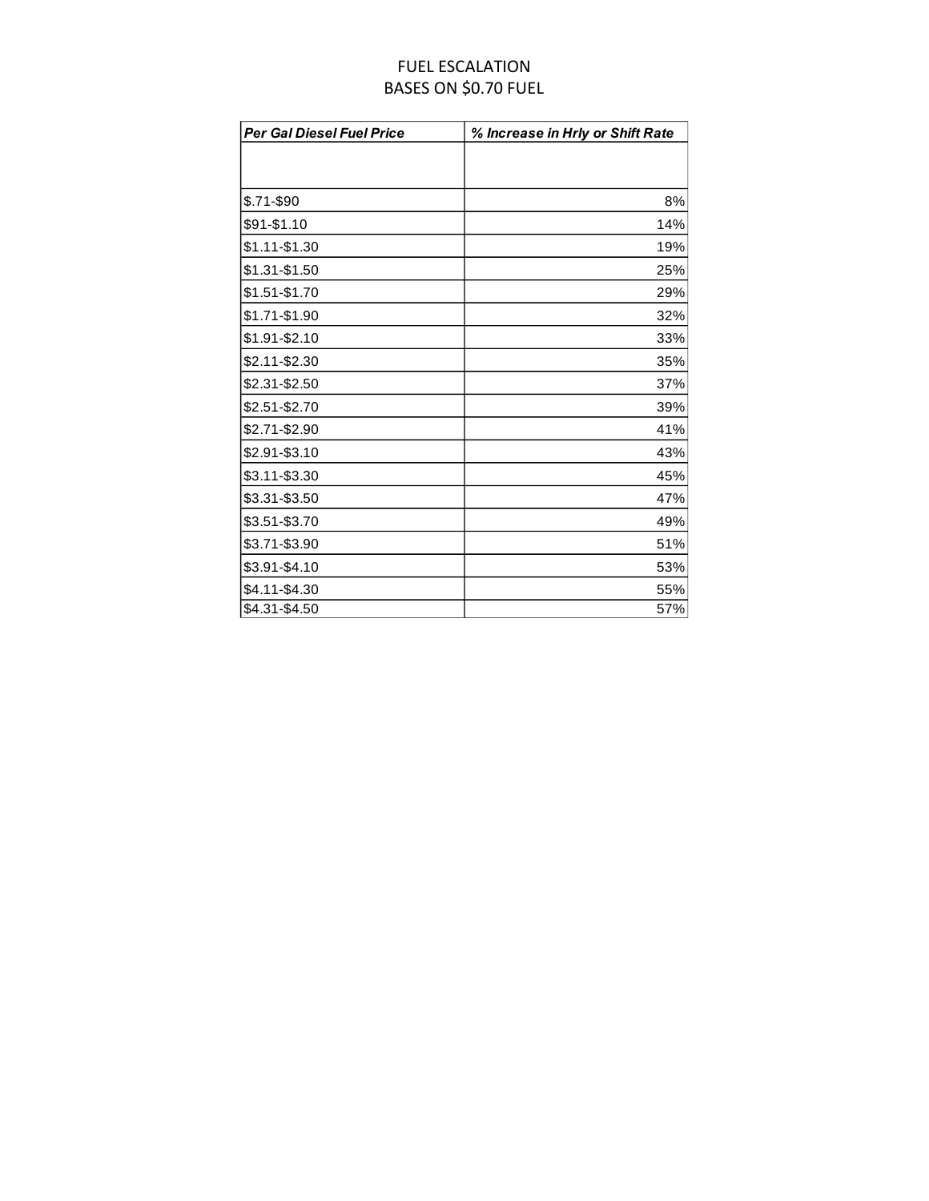FUEL ESCALATION
BASES ON $0.70 FUEL

| ***Per Gal Diesel Fuel Price*** | ***% Increase in Hrly or Shift Rate*** |
|---|---|
| | |
| $.71-$90 | 8% |
| $91-$1.10 | 14% |
| $1.11-$1.30 | 19% |
| $1.31-$1.50 | 25% |
| $1.51-$1.70 | 29% |
| $1.71-$1.90 | 32% |
| $1.91-$2.10 | 33% |
| $2.11-$2.30 | 35% |
| $2.31-$2.50 | 37% |
| $2.51-$2.70 | 39% |
| $2.71-$2.90 | 41% |
| $2.91-$3.10 | 43% |
| $3.11-$3.30 | 45% |
| $3.31-$3.50 | 47% |
| $3.51-$3.70 | 49% |
| $3.71-$3.90 | 51% |
| $3.91-$4.10 | 53% |
| $4.11-$4.30 | 55% |
| $4.31-$4.50 | 57% |